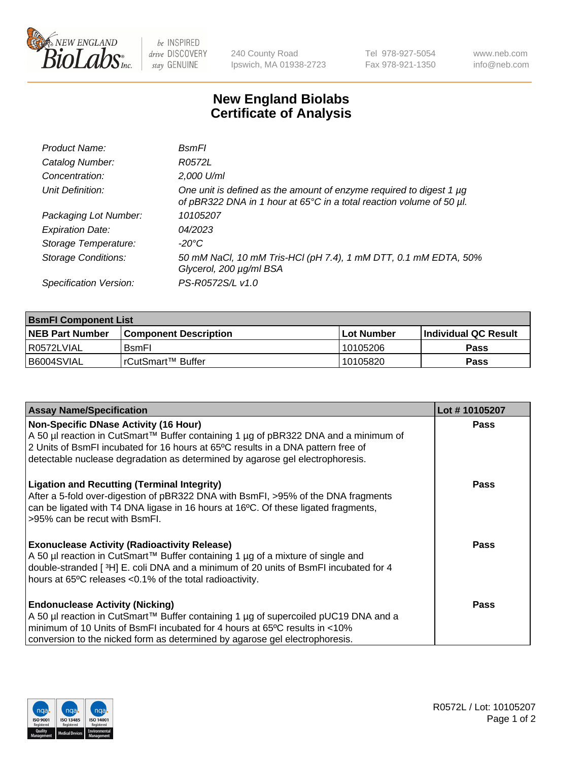240 County Road
Ipswich, MA 01938-2723

Tel 978-927-5054
Fax 978-921-1350

www.neb.com
info@neb.com

# New England Biolabs
# Certificate of Analysis

| | |
|---|---|
| *Product Name:* | *BsmFI* |
| *Catalog Number:* | *R0572L* |
| *Concentration:* | *2,000 U/ml* |
| *Unit Definition:* | *One unit is defined as the amount of enzyme required to digest 1 µg of pBR322 DNA in 1 hour at 65°C in a total reaction volume of 50 µl.* |
| *Packaging Lot Number:* | *10105207* |
| *Expiration Date:* | *04/2023* |
| *Storage Temperature:* | *-20°C* |
| *Storage Conditions:* | *50 mM NaCl, 10 mM Tris-HCl (pH 7.4), 1 mM DTT, 0.1 mM EDTA, 50% Glycerol, 200 µg/ml BSA* |
| *Specification Version:* | *PS-R0572S/L v1.0* |

| **BsmFI Component List** | | | |
|---|---|---|---|
| **NEB Part Number** | **Component Description** | **Lot Number** | **Individual QC Result** |
| R0572LVIAL | BsmFI | 10105206 | **Pass** |
| B6004SVIAL | rCutSmart™ Buffer | 10105820 | **Pass** |

| **Assay Name/Specification** | **Lot # 10105207** |
|---|---|
| **Non-Specific DNase Activity (16 Hour)**<br>A 50 µl reaction in CutSmart™ Buffer containing 1 µg of pBR322 DNA and a minimum of 2 Units of BsmFI incubated for 16 hours at 65ºC results in a DNA pattern free of detectable nuclease degradation as determined by agarose gel electrophoresis. | **Pass** |
| **Ligation and Recutting (Terminal Integrity)**<br>After a 5-fold over-digestion of pBR322 DNA with BsmFI, >95% of the DNA fragments can be ligated with T4 DNA ligase in 16 hours at 16ºC. Of these ligated fragments, >95% can be recut with BsmFI. | **Pass** |
| **Exonuclease Activity (Radioactivity Release)**<br>A 50 µl reaction in CutSmart™ Buffer containing 1 µg of a mixture of single and double-stranded [ $^3$H] E. coli DNA and a minimum of 20 units of BsmFI incubated for 4 hours at 65ºC releases <0.1% of the total radioactivity. | **Pass** |
| **Endonuclease Activity (Nicking)**<br>A 50 µl reaction in CutSmart™ Buffer containing 1 µg of supercoiled pUC19 DNA and a minimum of 10 Units of BsmFI incubated for 4 hours at 65ºC results in <10% conversion to the nicked form as determined by agarose gel electrophoresis. | **Pass** |

R0572L / Lot: 10105207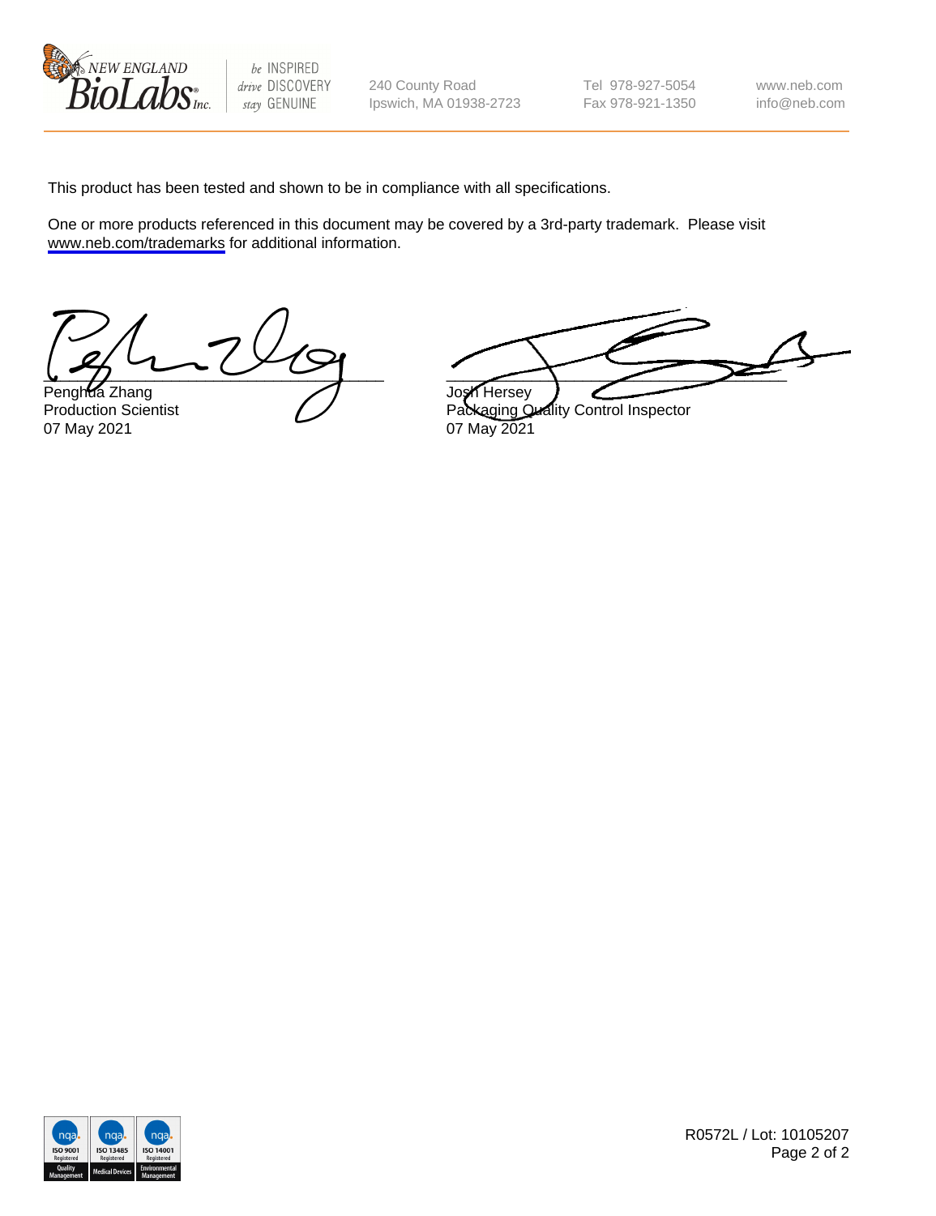This product has been tested and shown to be in compliance with all specifications.

One or more products referenced in this document may be covered by a 3rd-party trademark. Please visit www.neb.com/trademarks for additional information.

Penghua Zhang
Production Scientist
07 May 2021

Josh Hersey
Packaging Quality Control Inspector
07 May 2021

R0572L / Lot: 10105207